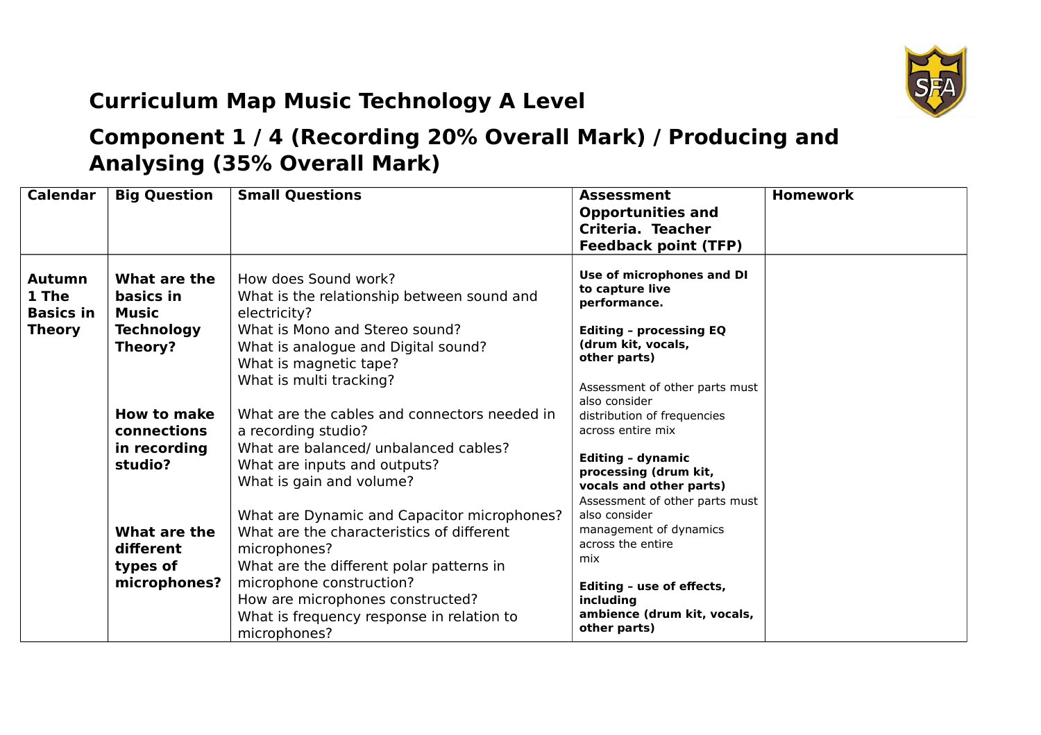# Curriculum Map Music Technology A Level

## Component 1 / 4 (Recording 20% Overall Mark) / Producing and Analysing (35% Overall Mark)

| Calendar | Big Question | Small Questions | Assessment Opportunities and Criteria. Teacher Feedback point (TFP) | Homework |
|---|---|---|---|---|
| **Autumn 1 The Basics in Theory** | **What are the basics in Music Technology Theory?**<br><br>**How to make connections in recording studio?**<br><br>**What are the different types of microphones?** | How does Sound work?<br>What is the relationship between sound and electricity?<br>What is Mono and Stereo sound?<br>What is analogue and Digital sound?<br>What is magnetic tape?<br>What is multi tracking?<br><br>What are the cables and connectors needed in a recording studio?<br>What are balanced/ unbalanced cables?<br>What are inputs and outputs?<br>What is gain and volume?<br><br>What are Dynamic and Capacitor microphones?<br>What are the characteristics of different microphones?<br>What are the different polar patterns in microphone construction?<br>How are microphones constructed?<br>What is frequency response in relation to microphones? | **Use of microphones and DI to capture live performance.**<br><br>**Editing – processing EQ (drum kit, vocals, other parts)**<br><br>Assessment of other parts must also consider distribution of frequencies across entire mix<br><br>**Editing – dynamic processing (drum kit, vocals and other parts)**<br>Assessment of other parts must also consider management of dynamics across the entire mix<br><br>**Editing – use of effects, including ambience (drum kit, vocals, other parts)** | |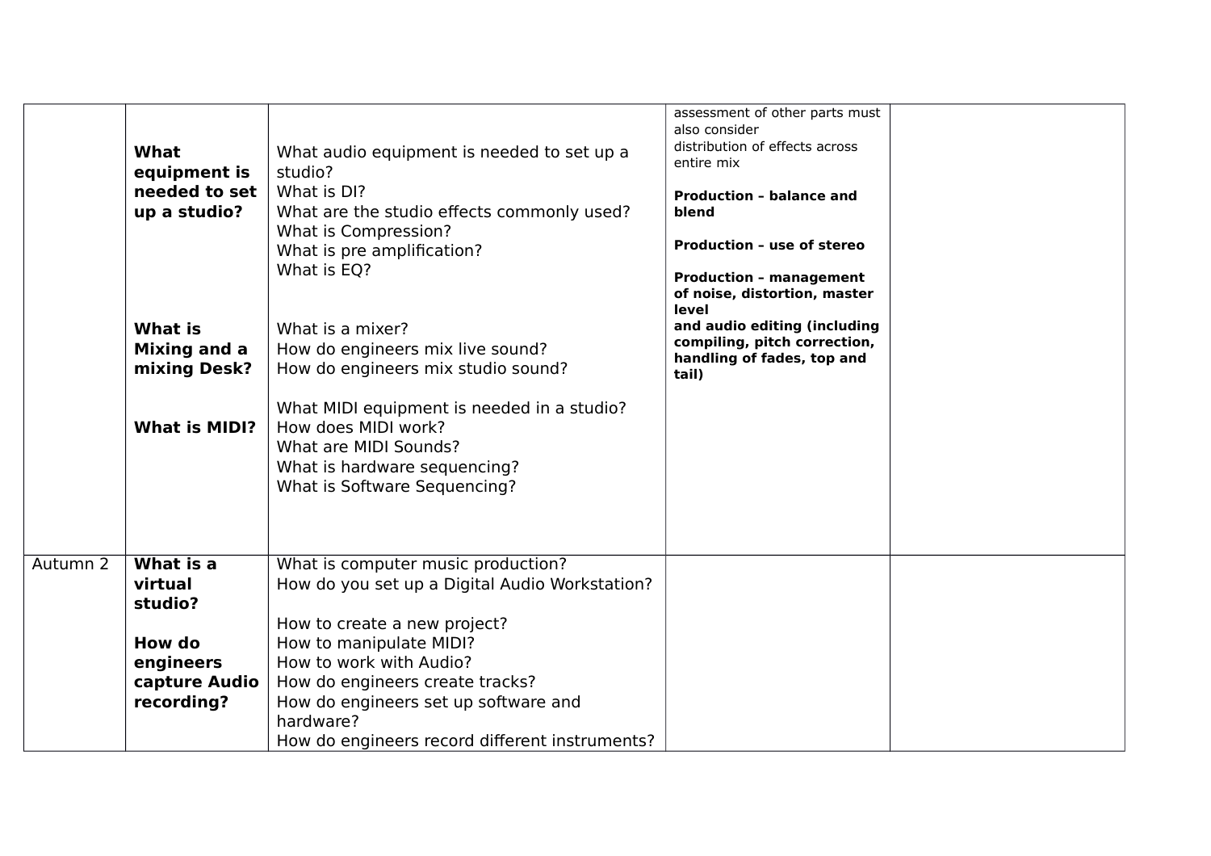| | | | | |
|---|---|---|---|---|
| | **What equipment is needed to set up a studio?**<br><br>**What is Mixing and a mixing Desk?**<br><br>**What is MIDI?** | What audio equipment is needed to set up a studio?<br>What is DI?<br>What are the studio effects commonly used?<br>What is Compression?<br>What is pre amplification?<br>What is EQ?<br><br>What is a mixer?<br>How do engineers mix live sound?<br>How do engineers mix studio sound?<br><br>What MIDI equipment is needed in a studio?<br>How does MIDI work?<br>What are MIDI Sounds?<br>What is hardware sequencing?<br>What is Software Sequencing? | assessment of other parts must also consider distribution of effects across entire mix<br><br>**Production – balance and blend**<br><br>**Production – use of stereo**<br><br>**Production – management of noise, distortion, master level and audio editing (including compiling, pitch correction, handling of fades, top and tail)** | |
| Autumn 2 | **What is a virtual studio?**<br><br>**How do engineers capture Audio recording?** | What is computer music production?<br>How do you set up a Digital Audio Workstation?<br><br>How to create a new project?<br>How to manipulate MIDI?<br>How to work with Audio?<br>How do engineers create tracks?<br>How do engineers set up software and hardware?<br>How do engineers record different instruments? | | |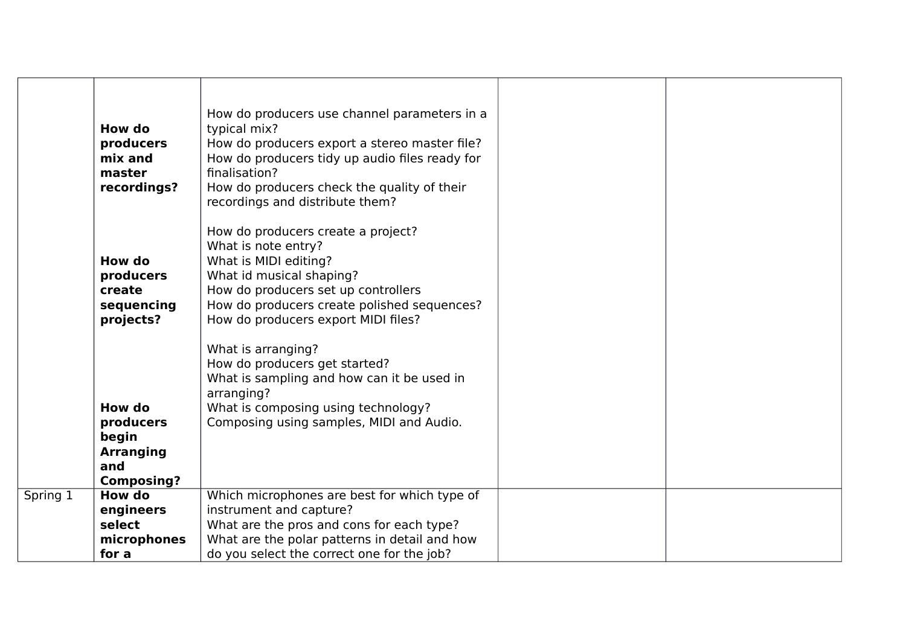| | | | | |
|---|---|---|---|---|
| | **How do producers mix and master recordings?**<br><br>**How do producers create sequencing projects?**<br><br>**How do producers begin Arranging and Composing?** | How do producers use channel parameters in a typical mix?<br>How do producers export a stereo master file?<br>How do producers tidy up audio files ready for finalisation?<br>How do producers check the quality of their recordings and distribute them?<br><br>How do producers create a project?<br>What is note entry?<br>What is MIDI editing?<br>What id musical shaping?<br>How do producers set up controllers<br>How do producers create polished sequences?<br>How do producers export MIDI files?<br><br>What is arranging?<br>How do producers get started?<br>What is sampling and how can it be used in arranging?<br>What is composing using technology?<br>Composing using samples, MIDI and Audio. | | |
| Spring 1 | **How do engineers select microphones for a** | Which microphones are best for which type of instrument and capture?<br>What are the pros and cons for each type?<br>What are the polar patterns in detail and how do you select the correct one for the job? | | |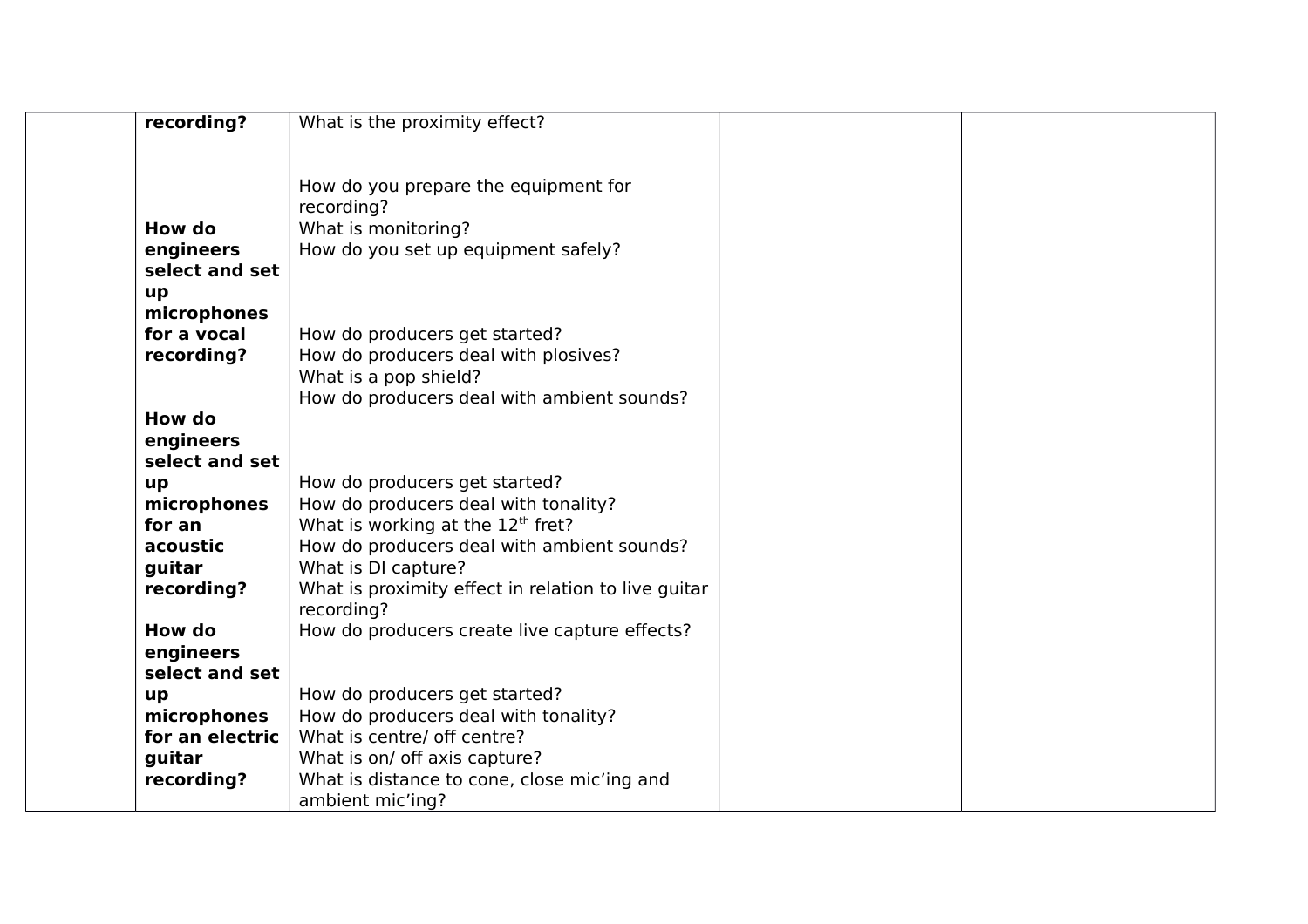| | | | | |
|---|---|---|---|---|
| | **recording?** | What is the proximity effect? | | |
| | **How do engineers select and set up microphones for a vocal recording?** | How do you prepare the equipment for recording?<br>What is monitoring?<br>How do you set up equipment safely?<br><br>How do producers get started?<br>How do producers deal with plosives?<br>What is a pop shield?<br>How do producers deal with ambient sounds? | | |
| | **How do engineers select and set up microphones for an acoustic guitar recording?** | How do producers get started?<br>How do producers deal with tonality?<br>What is working at the 12th fret?<br>How do producers deal with ambient sounds?<br>What is DI capture?<br>What is proximity effect in relation to live guitar recording?<br>How do producers create live capture effects? | | |
| | **How do engineers select and set up microphones for an electric guitar recording?** | How do producers get started?<br>How do producers deal with tonality?<br>What is centre/ off centre?<br>What is on/ off axis capture?<br>What is distance to cone, close mic'ing and ambient mic'ing? | | |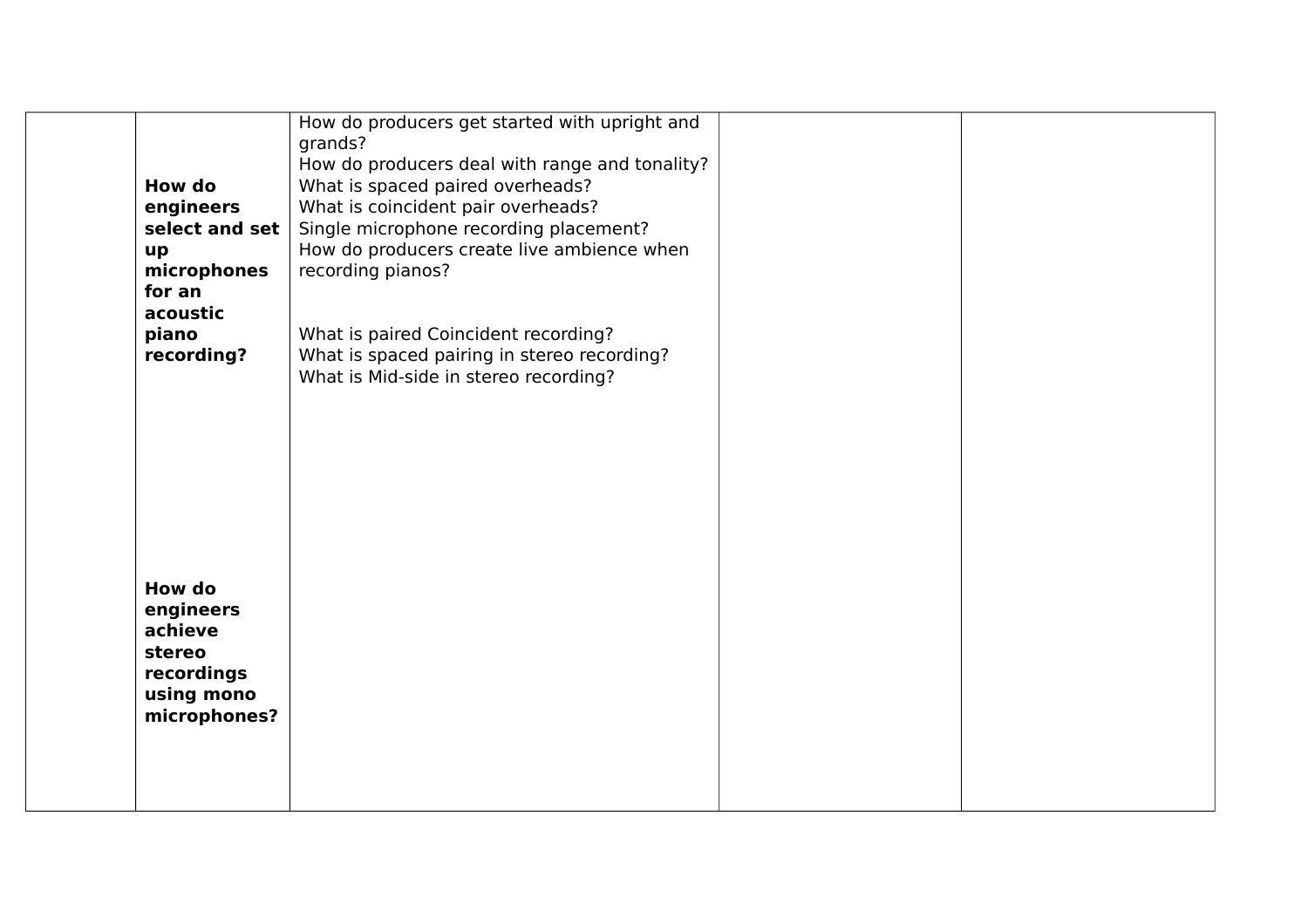| | | | | |
|---|---|---|---|---|
| | **How do engineers select and set up microphones for an acoustic piano recording?**<br><br>**How do engineers achieve stereo recordings using mono microphones?** | How do producers get started with upright and grands?<br>How do producers deal with range and tonality?<br>What is spaced paired overheads?<br>What is coincident pair overheads?<br>Single microphone recording placement?<br>How do producers create live ambience when recording pianos?<br><br>What is paired Coincident recording?<br>What is spaced pairing in stereo recording?<br>What is Mid-side in stereo recording? | | |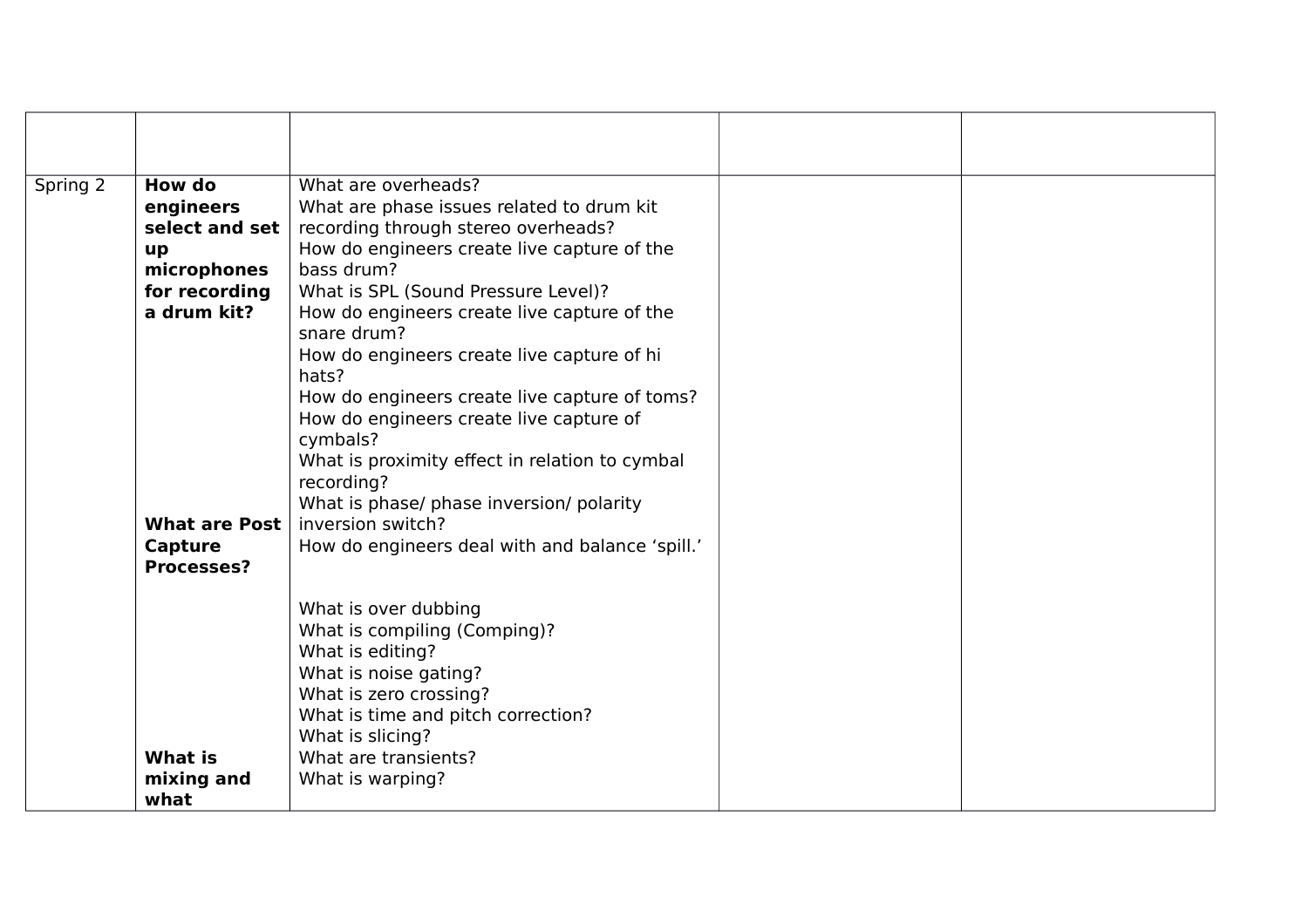| | | | | |
|---|---|---|---|---|
| Spring 2 | **How do engineers select and set up microphones for recording a drum kit?**<br><br><br><br><br><br><br><br>**What are Post Capture Processes?**<br><br><br><br><br><br><br><br>**What is mixing and what** | What are overheads?<br>What are phase issues related to drum kit recording through stereo overheads?<br>How do engineers create live capture of the bass drum?<br>What is SPL (Sound Pressure Level)?<br>How do engineers create live capture of the snare drum?<br>How do engineers create live capture of hi hats?<br>How do engineers create live capture of toms?<br>How do engineers create live capture of cymbals?<br>What is proximity effect in relation to cymbal recording?<br>What is phase/ phase inversion/ polarity inversion switch?<br>How do engineers deal with and balance 'spill.'<br><br>What is over dubbing<br>What is compiling (Comping)?<br>What is editing?<br>What is noise gating?<br>What is zero crossing?<br>What is time and pitch correction?<br>What is slicing?<br>What are transients?<br>What is warping? | | |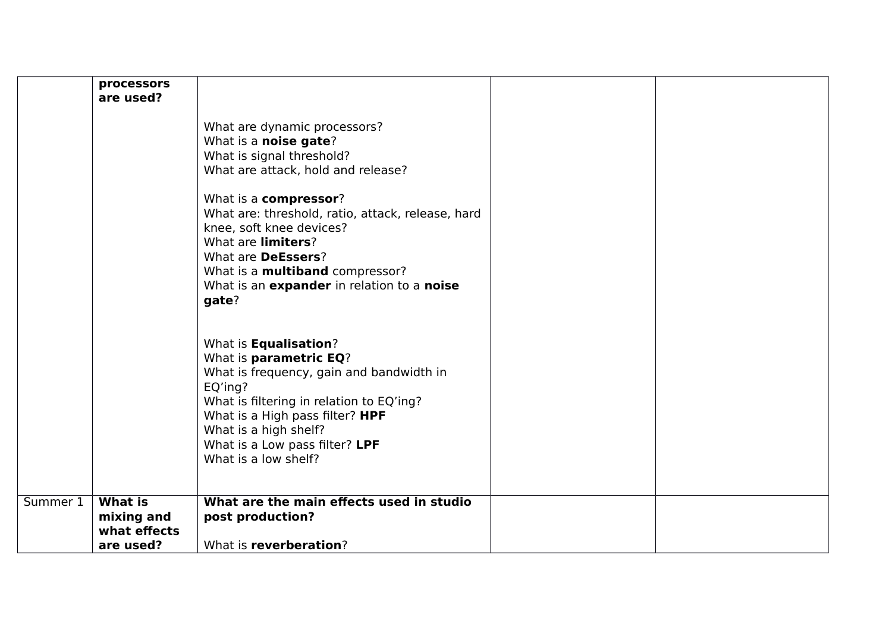| | | | | |
|---|---|---|---|---|
| | **processors are used?** | What are dynamic processors?<br>What is a **noise gate**?<br>What is signal threshold?<br>What are attack, hold and release?<br><br>What is a **compressor**?<br>What are: threshold, ratio, attack, release, hard knee, soft knee devices?<br>What are **limiters**?<br>What are **DeEssers**?<br>What is a **multiband** compressor?<br>What is an **expander** in relation to a **noise gate**?<br><br>What is **Equalisation**?<br>What is **parametric EQ**?<br>What is frequency, gain and bandwidth in EQ'ing?<br>What is filtering in relation to EQ'ing?<br>What is a High pass filter? **HPF**<br>What is a high shelf?<br>What is a Low pass filter? **LPF**<br>What is a low shelf? | | |
| Summer 1 | **What is mixing and what effects are used?** | **What are the main effects used in studio post production?**<br><br>What is **reverberation**? | | |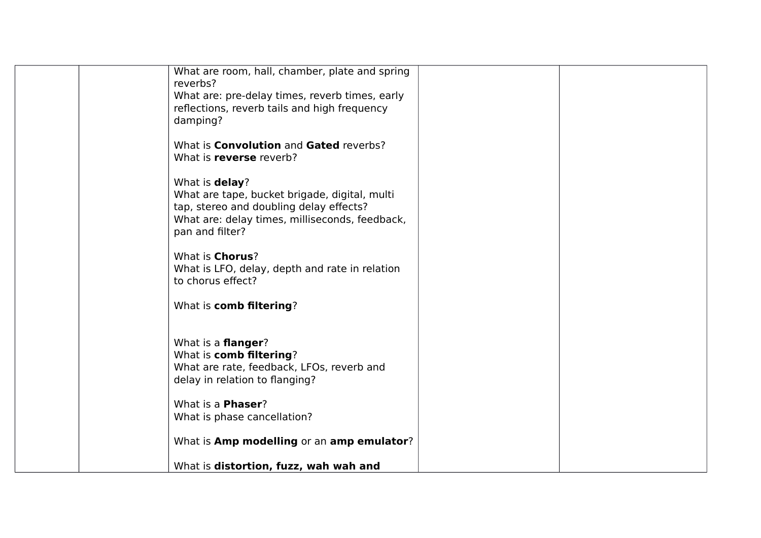|  |  |  |  |  |
|---|---|---|---|---|
|  |  | What are room, hall, chamber, plate and spring reverbs?<br>What are: pre-delay times, reverb times, early reflections, reverb tails and high frequency damping?<br><br>What is **Convolution** and **Gated** reverbs?<br>What is **reverse** reverb?<br><br>What is **delay**?<br>What are tape, bucket brigade, digital, multi tap, stereo and doubling delay effects?<br>What are: delay times, milliseconds, feedback, pan and filter?<br><br>What is **Chorus**?<br>What is LFO, delay, depth and rate in relation to chorus effect?<br><br>What is **comb filtering**?<br><br><br>What is a **flanger**?<br>What is **comb filtering**?<br>What are rate, feedback, LFOs, reverb and delay in relation to flanging?<br><br>What is a **Phaser**?<br>What is phase cancellation?<br><br>What is **Amp modelling** or an **amp emulator**?<br><br>What is **distortion, fuzz, wah wah and** |  |  |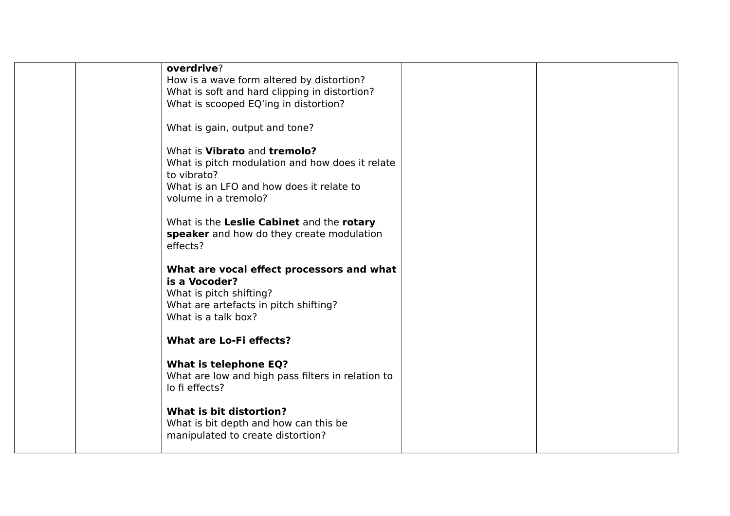| | | **overdrive**?<br>How is a wave form altered by distortion?<br>What is soft and hard clipping in distortion?<br>What is scooped EQ'ing in distortion?<br><br>What is gain, output and tone?<br><br>What is **Vibrato** and **tremolo?**<br>What is pitch modulation and how does it relate to vibrato?<br>What is an LFO and how does it relate to volume in a tremolo?<br><br>What is the **Leslie Cabinet** and the **rotary speaker** and how do they create modulation effects?<br><br>**What are vocal effect processors and what is a Vocoder?**<br>What is pitch shifting?<br>What are artefacts in pitch shifting?<br>What is a talk box?<br><br>**What are Lo-Fi effects?**<br><br>**What is telephone EQ?**<br>What are low and high pass filters in relation to lo fi effects?<br><br>**What is bit distortion?**<br>What is bit depth and how can this be manipulated to create distortion? | | |
|---|---|---|---|---|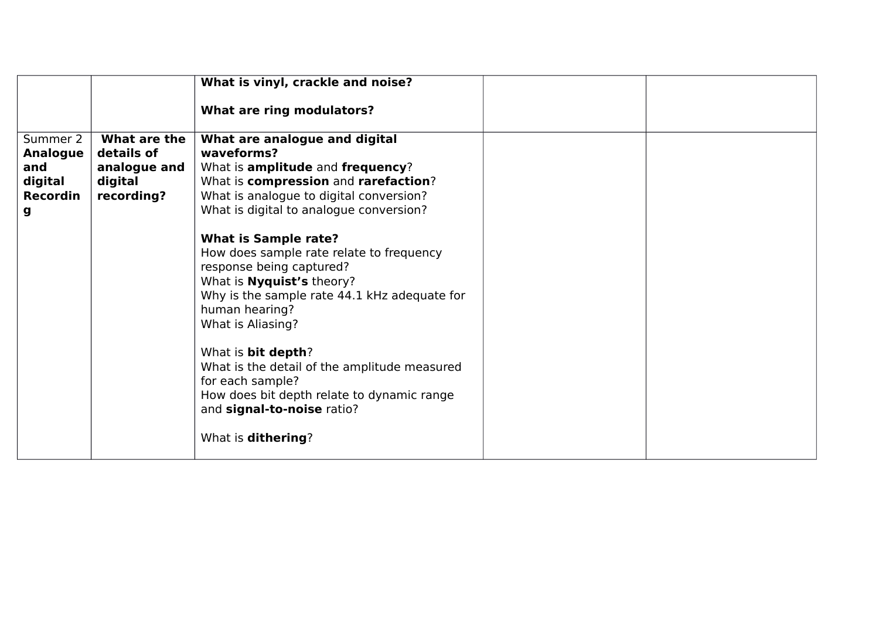| | | | | |
|---|---|---|---|---|
| | | **What is vinyl, crackle and noise?**<br><br>**What are ring modulators?** | | |
| Summer 2 **Analogue and digital Recording** | **What are the details of analogue and digital recording?** | **What are analogue and digital waveforms?**<br>What is **amplitude** and **frequency**?<br>What is **compression** and **rarefaction**?<br>What is analogue to digital conversion?<br>What is digital to analogue conversion?<br><br>**What is Sample rate?**<br>How does sample rate relate to frequency response being captured?<br>What is **Nyquist's** theory?<br>Why is the sample rate 44.1 kHz adequate for human hearing?<br>What is Aliasing?<br><br>What is **bit depth**?<br>What is the detail of the amplitude measured for each sample?<br>How does bit depth relate to dynamic range and **signal-to-noise** ratio?<br><br>What is **dithering**? | | |